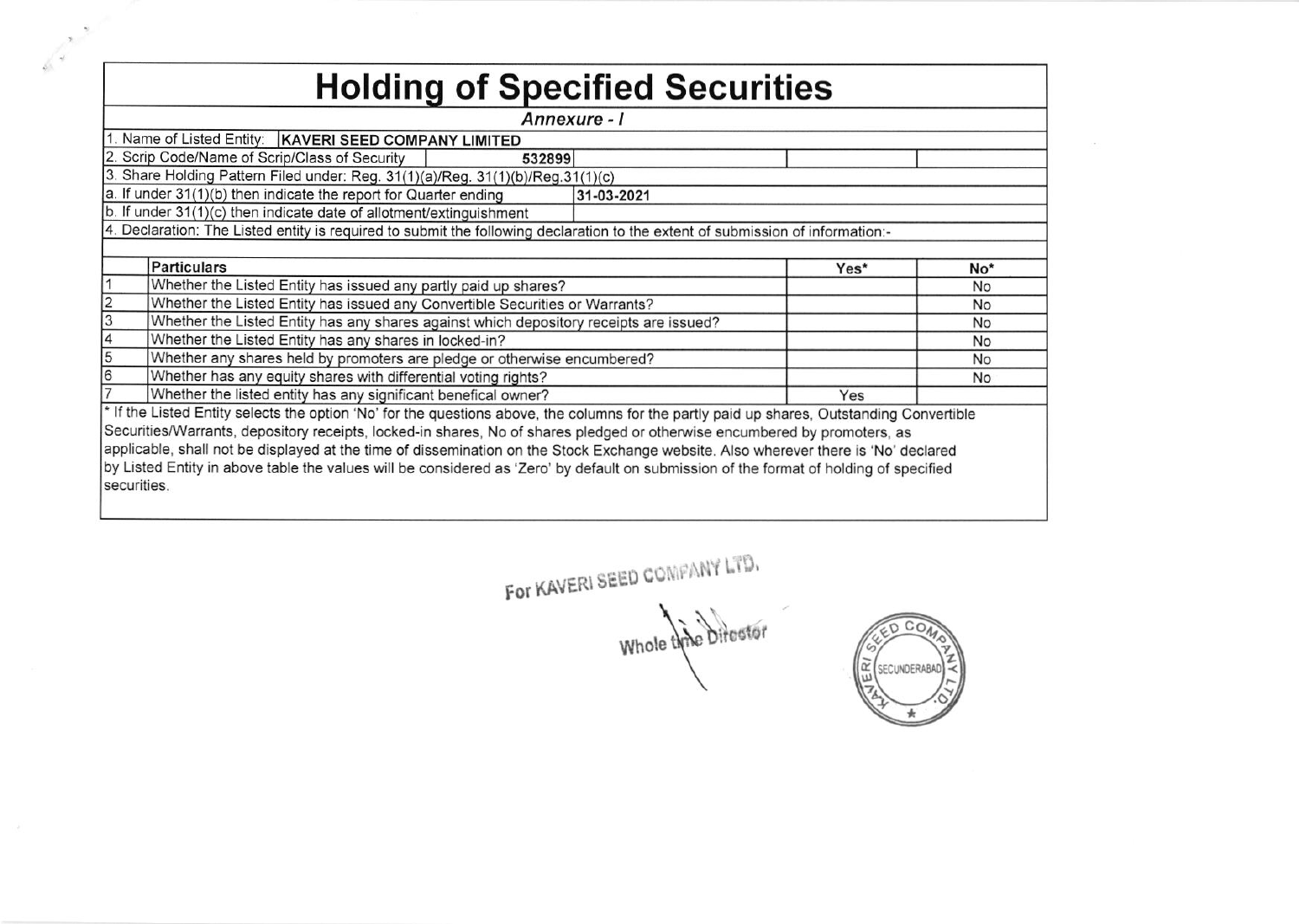# Holding of Specified Securities

*Annexure - I*

1. Name of Listed Entity: **KAVERI SEED COMPANY LIMITED**
2. Scrip Code/Name of Scrip/Class of Security: 532899
3. Share Holding Pattern Filed under: Reg. 31(1)(a)/Reg. 31(1)(b)/Reg.31(1)(c)

a. If under 31(1)(b) then indicate the report for Quarter ending: 31-03-2021

b. If under 31(1)(c) then indicate date of allotment/extinguishment

4. Declaration: The Listed entity is required to submit the following declaration to the extent of submission of information:-

| | Particulars | Yes* | No* |
|---|---|---|---|
| 1 | Whether the Listed Entity has issued any partly paid up shares? | | No |
| 2 | Whether the Listed Entity has issued any Convertible Securities or Warrants? | | No |
| 3 | Whether the Listed Entity has any shares against which depository receipts are issued? | | No |
| 4 | Whether the Listed Entity has any shares in locked-in? | | No |
| 5 | Whether any shares held by promoters are pledge or otherwise encumbered? | | No |
| 6 | Whether has any equity shares with differential voting rights? | | No |
| 7 | Whether the listed entity has any significant benefical owner? | Yes | |

* If the Listed Entity selects the option 'No' for the questions above, the columns for the partly paid up shares, Outstanding Convertible Securities/Warrants, depository receipts, locked-in shares, No of shares pledged or otherwise encumbered by promoters, as applicable, shall not be displayed at the time of dissemination on the Stock Exchange website. Also wherever there is 'No' declared by Listed Entity in above table the values will be considered as 'Zero' by default on submission of the format of holding of specified securities.

For KAVERI SEED COMPANY LTD.

Whole time Director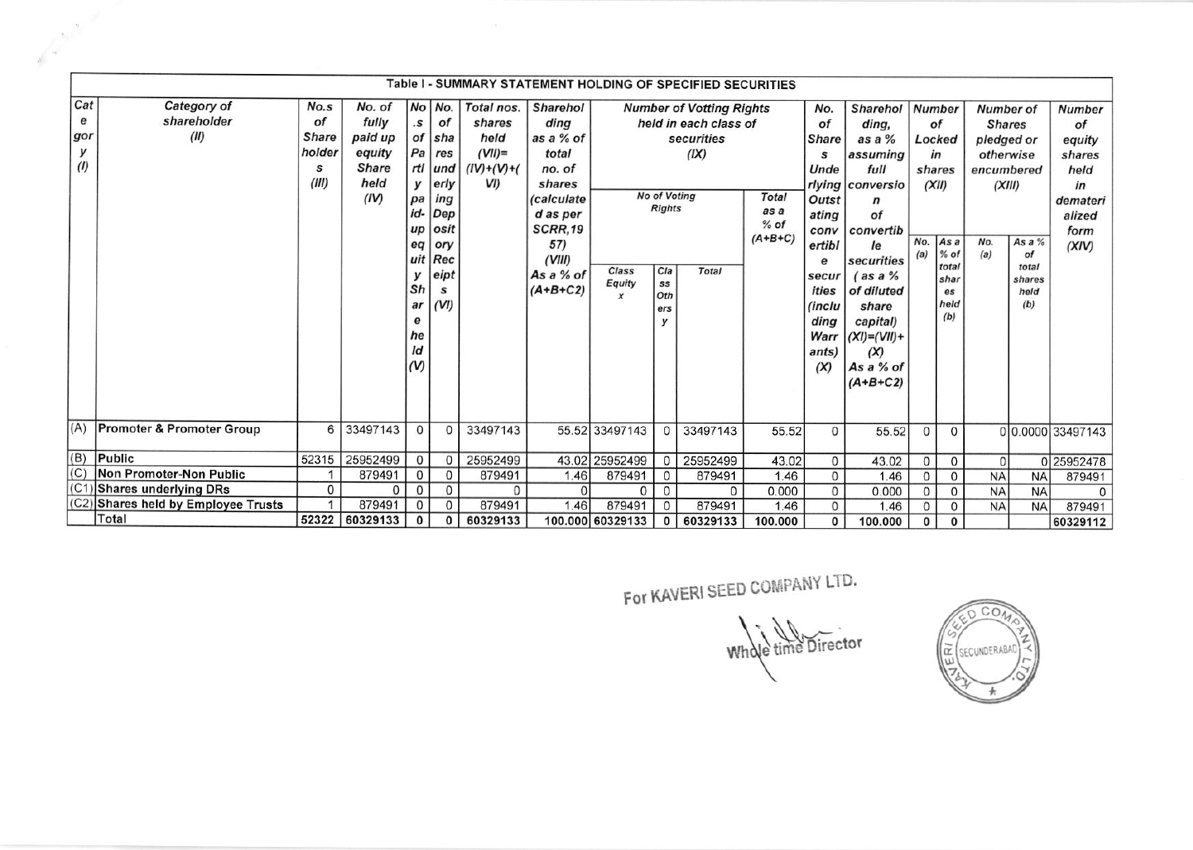## Table I - SUMMARY STATEMENT HOLDING OF SPECIFIED SECURITIES

| Category (I) | Category of shareholder (II) | No.s of Shareholders (III) | No. of fully paid up equity Share held (IV) | No. of Partly paid-up equity Share held (V) | No. of shares underlying Depository Receipts (VI) | Total nos. shares held (VII)=(IV)+(V)+(VI) | Shareholding as a % of total no. of shares (calculated as per SCRR,1957) (VIII) As a % of (A+B+C2) | Number of Votting Rights held in each class of securities (IX) | | | | No. of Shares Underlying Outstating convertible securities (including Warrants) (X) | Shareholding, as a % assuming full conversion of convertible securities ( as a % of diluted share capital) (XI)=(VII)+(X) As a % of (A+B+C2) | Number of Locked in shares (XII) | | Number of Shares pledged or otherwise encumbered (XIII) | | Number of equity shares held in dematerialized form (XIV) |
|---|---|---|---|---|---|---|---|---|---|---|---|---|---|---|---|---|---|---|
| | | | | | | | | No of Voting Rights | | | Total as a % of (A+B+C) | | | | | | | |
| | | | | | | | | Class Equity x | Class Others y | Total | | | | No. (a) | As a % of total shares held (b) | No. (a) | As a % of total shares held (b) | |
| (A) | **Promoter & Promoter Group** | 6 | 33497143 | 0 | 0 | 33497143 | 55.52 | 33497143 | 0 | 33497143 | 55.52 | 0 | 55.52 | 0 | 0 | 0 | 0.0000 | 33497143 |
| (B) | **Public** | 52315 | 25952499 | 0 | 0 | 25952499 | 43.02 | 25952499 | 0 | 25952499 | 43.02 | 0 | 43.02 | 0 | 0 | 0 | 0 | 25952478 |
| (C) | **Non Promoter-Non Public** | 1 | 879491 | 0 | 0 | 879491 | 1.46 | 879491 | 0 | 879491 | 1.46 | 0 | 1.46 | 0 | 0 | NA | NA | 879491 |
| (C1) | **Shares underlying DRs** | 0 | 0 | 0 | 0 | 0 | 0 | 0 | 0 | 0 | 0.000 | 0 | 0.000 | 0 | 0 | NA | NA | 0 |
| (C2) | **Shares held by Employee Trusts** | 1 | 879491 | 0 | 0 | 879491 | 1.46 | 879491 | 0 | 879491 | 1.46 | 0 | 1.46 | 0 | 0 | NA | NA | 879491 |
| | Total | **52322** | **60329133** | **0** | **0** | **60329133** | **100.000** | **60329133** | **0** | **60329133** | **100.000** | **0** | **100.000** | **0** | **0** | | | **60329112** |

For KAVERI SEED COMPANY LTD.

Whole time Director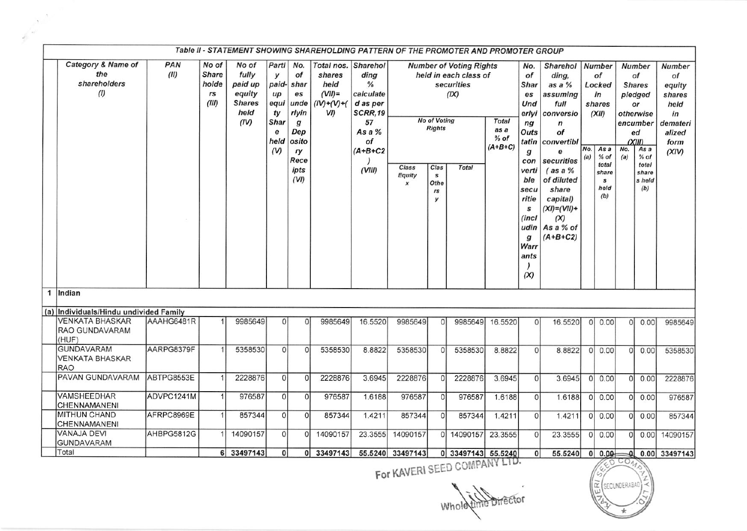# Table II - STATEMENT SHOWING SHAREHOLDING PATTERN OF THE PROMOTER AND PROMOTER GROUP

| | Category & Name of the shareholders (I) | PAN (II) | No of Shareholders (III) | No of fully paid up equity Shares held (IV) | Partly paid-up equity Share held (V) | No. of shares underlying Depository Receipts (VI) | Total nos. shares held (VII)=(IV)+(V)+(VI) | Shareholding % calculated as per SCRR,1957 As a % of (A+B+C2) (VIII) | Number of Voting Rights held in each class of securities (IX) | | | | No. of Shares Underlying Outstanding convertible securities (including Warrants) (X) | Shareholding, as a % assuming full conversion of convertible securities ( as a % of diluted share capital) (XI)=(VII)+(X) As a % of (A+B+C2) | Number of Locked in shares (XII) | | Number of Shares pledged or otherwise encumbered (XIII) | | Number of equity shares held in dematerialized form (XIV) |
|---|---|---|---|---|---|---|---|---|---|---|---|---|---|---|---|---|---|---|---|
| | | | | | | | | | No of Voting Rights | | | Total as a % of (A+B+C) | | | No. (a) | As a % of total shares held (b) | No. (a) | As a % of total shares held (b) | |
| | | | | | | | | | Class Equity x | Class Others y | Total | | | | | | | | |
| 1 | Indian | | | | | | | | | | | | | | | | | | |
| (a) | Individuals/Hindu undivided Family | | | | | | | | | | | | | | | | | | |
| | VENKATA BHASKAR RAO GUNDAVARAM (HUF) | AAAHG6481R | 1 | 9985649 | 0 | 0 | 9985649 | 16.5520 | 9985649 | 0 | 9985649 | 16.5520 | 0 | 16.5520 | 0 | 0.00 | 0 | 0.00 | 9985649 |
| | GUNDAVARAM VENKATA BHASKAR RAO | AARPG8379F | 1 | 5358530 | 0 | 0 | 5358530 | 8.8822 | 5358530 | 0 | 5358530 | 8.8822 | 0 | 8.8822 | 0 | 0.00 | 0 | 0.00 | 5358530 |
| | PAVAN GUNDAVARAM | ABTPG8553E | 1 | 2228876 | 0 | 0 | 2228876 | 3.6945 | 2228876 | 0 | 2228876 | 3.6945 | 0 | 3.6945 | 0 | 0.00 | 0 | 0.00 | 2228876 |
| | VAMSHEEDHAR CHENNAMANENI | ADVPC1241M | 1 | 976587 | 0 | 0 | 976587 | 1.6188 | 976587 | 0 | 976587 | 1.6188 | 0 | 1.6188 | 0 | 0.00 | 0 | 0.00 | 976587 |
| | MITHUN CHAND CHENNAMANENI | AFRPC8969E | 1 | 857344 | 0 | 0 | 857344 | 1.4211 | 857344 | 0 | 857344 | 1.4211 | 0 | 1.4211 | 0 | 0.00 | 0 | 0.00 | 857344 |
| | VANAJA DEVI GUNDAVARAM | AHBPG5812G | 1 | 14090157 | 0 | 0 | 14090157 | 23.3555 | 14090157 | 0 | 14090157 | 23.3555 | 0 | 23.3555 | 0 | 0.00 | 0 | 0.00 | 14090157 |
| | Total | | 6 | 33497143 | 0 | 0 | 33497143 | 55.5240 | 33497143 | 0 | 33497143 | 55.5240 | 0 | 55.5240 | 0 | 0.00 | 0 | 0.00 | 33497143 |

For KAVERI SEED COMPANY LTD.

Whole time Director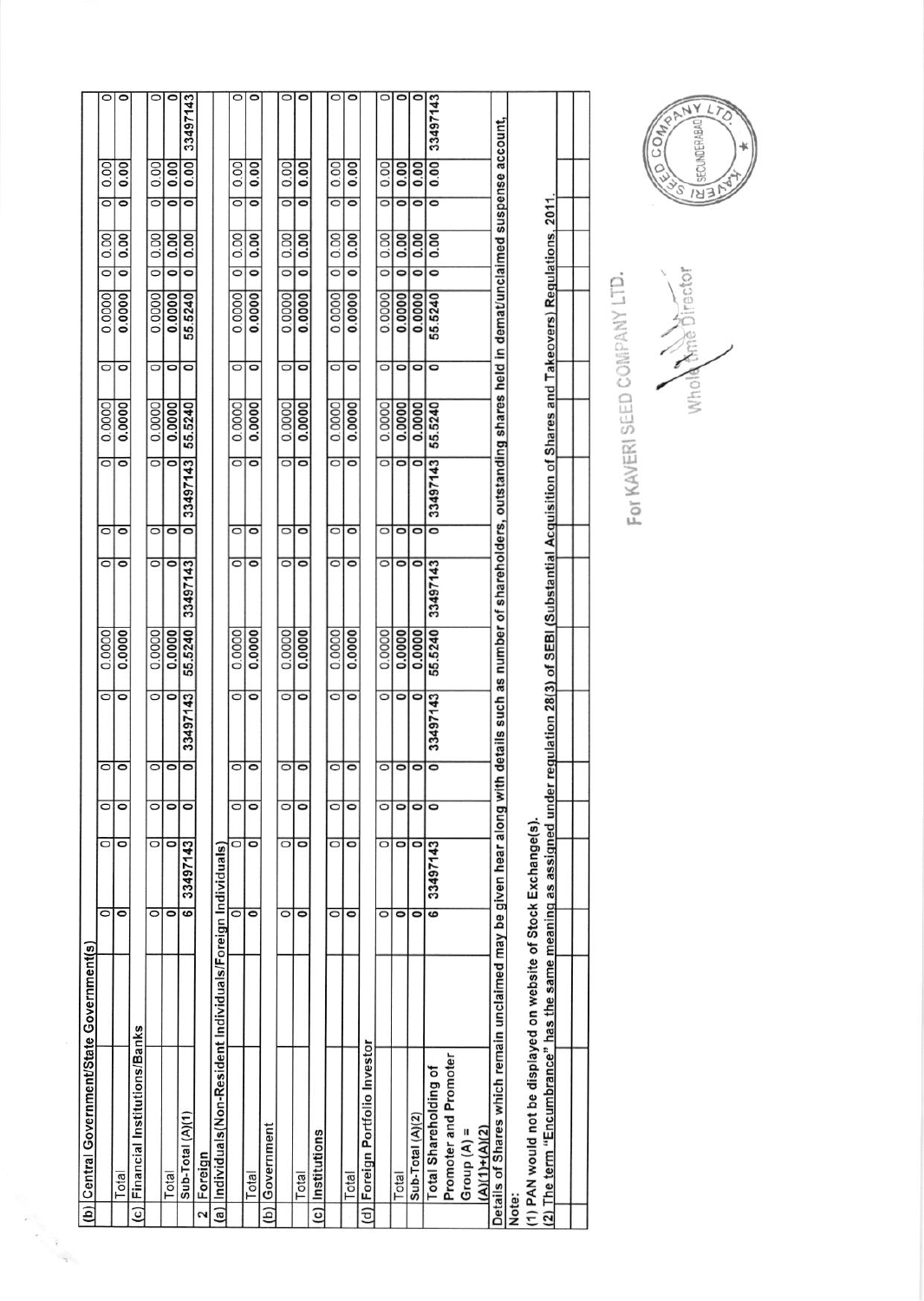| | | | | | | | | | | | | | | | | | | |
|---|---|---|---|---|---|---|---|---|---|---|---|---|---|---|---|---|---|---|
| (b) Central Government/State Government(s) | | | | | | | | | | | | | | | | | | |
| | | 0 | 0 | 0 | 0 | 0 | 0.0000 | 0 | 0 | 0 | 0.0000 | 0 | 0.0000 | 0 | 0.00 | 0 | 0.00 | 0 |
| Total | | 0 | 0 | 0 | 0 | 0 | 0.0000 | 0 | 0 | 0 | 0.0000 | 0 | 0.0000 | 0 | 0.00 | 0 | 0.00 | 0 |
| (c) Financial Institutions/Banks | | | | | | | | | | | | | | | | | | |
| | | 0 | 0 | 0 | 0 | 0 | 0.0000 | 0 | 0 | 0 | 0.0000 | 0 | 0.0000 | 0 | 0.00 | 0 | 0.00 | 0 |
| Total | | 0 | 0 | 0 | 0 | 0 | 0.0000 | 0 | 0 | 0 | 0.0000 | 0 | 0.0000 | 0 | 0.00 | 0 | 0.00 | 0 |
| Sub-Total (A)(1) | | 6 | 33497143 | 0 | 0 | 33497143 | 55.5240 | 33497143 | 0 | 33497143 | 55.5240 | 0 | 55.5240 | 0 | 0.00 | 0 | 0.00 | 33497143 |
| 2 Foreign | | | | | | | | | | | | | | | | | | |
| (a) Individuals(Non-Resident Individuals/Foreign Individuals) | | | | | | | | | | | | | | | | | | |
| | | 0 | 0 | 0 | 0 | 0 | 0.0000 | 0 | 0 | 0 | 0.0000 | 0 | 0.0000 | 0 | 0.00 | 0 | 0.00 | 0 |
| Total | | 0 | 0 | 0 | 0 | 0 | 0.0000 | 0 | 0 | 0 | 0.0000 | 0 | 0.0000 | 0 | 0.00 | 0 | 0.00 | 0 |
| (b) Government | | | | | | | | | | | | | | | | | | |
| | | 0 | 0 | 0 | 0 | 0 | 0.0000 | 0 | 0 | 0 | 0.0000 | 0 | 0.0000 | 0 | 0.00 | 0 | 0.00 | 0 |
| Total | | 0 | 0 | 0 | 0 | 0 | 0.0000 | 0 | 0 | 0 | 0.0000 | 0 | 0.0000 | 0 | 0.00 | 0 | 0.00 | 0 |
| (c) Institutions | | | | | | | | | | | | | | | | | | |
| | | 0 | 0 | 0 | 0 | 0 | 0.0000 | 0 | 0 | 0 | 0.0000 | 0 | 0.0000 | 0 | 0.00 | 0 | 0.00 | 0 |
| Total | | 0 | 0 | 0 | 0 | 0 | 0.0000 | 0 | 0 | 0 | 0.0000 | 0 | 0.0000 | 0 | 0.00 | 0 | 0.00 | 0 |
| (d) Foreign Portfolio Investor | | | | | | | | | | | | | | | | | | |
| | | 0 | 0 | 0 | 0 | 0 | 0.0000 | 0 | 0 | 0 | 0.0000 | 0 | 0.0000 | 0 | 0.00 | 0 | 0.00 | 0 |
| Total | | 0 | 0 | 0 | 0 | 0 | 0.0000 | 0 | 0 | 0 | 0.0000 | 0 | 0.0000 | 0 | 0.00 | 0 | 0.00 | 0 |
| Sub-Total (A)(2) | | 0 | 0 | 0 | 0 | 0 | 0.0000 | 0 | 0 | 0 | 0.0000 | 0 | 0.0000 | 0 | 0.00 | 0 | 0.00 | 0 |
| Total Shareholding of Promoter and Promoter Group (A) = (A)(1)+(A)(2) | | 6 | 33497143 | 0 | 0 | 33497143 | 55.5240 | 33497143 | 0 | 33497143 | 55.5240 | 0 | 55.5240 | 0 | 0.00 | 0 | 0.00 | 33497143 |

Details of Shares which remain unclaimed may be given hear along with details such as number of shareholders, outstanding shares held in demat/unclaimed suspense account,

Note:

(1) PAN would not be displayed on website of Stock Exchange(s).

(2) The term "Encumbrance" has the same meaning as assigned under regulation 28(3) of SEBI (Substantial Acquisition of Shares and Takeovers) Regulations, 2011.

For KAVERI SEED COMPANY LTD.

Whole Time Director